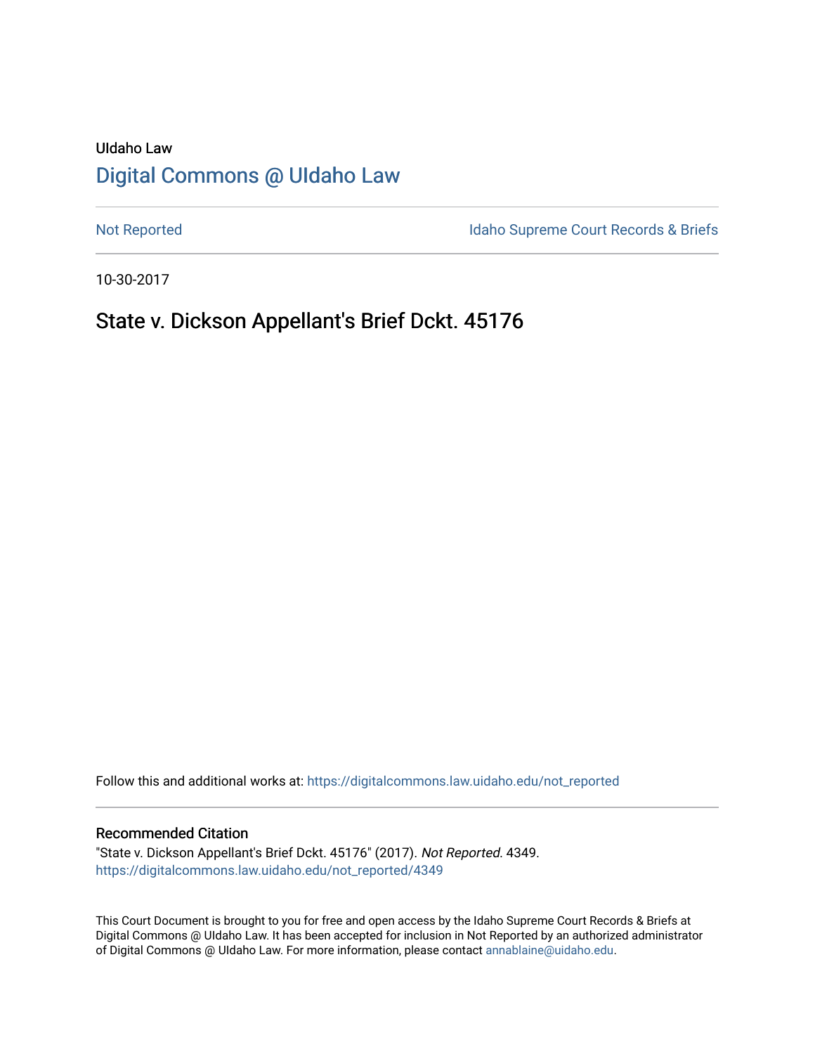UIdaho Law

# [Digital Commons @ UIdaho Law](https://digitalcommons.law.uidaho.edu/)

[Not Reported](https://digitalcommons.law.uidaho.edu/not_reported) | [Idaho Supreme Court Records & Briefs](https://digitalcommons.law.uidaho.edu/iscrb)

10-30-2017

## State v. Dickson Appellant's Brief Dckt. 45176

Follow this and additional works at: https://digitalcommons.law.uidaho.edu/not_reported

### Recommended Citation

"State v. Dickson Appellant's Brief Dckt. 45176" (2017). *Not Reported*. 4349.
https://digitalcommons.law.uidaho.edu/not_reported/4349

This Court Document is brought to you for free and open access by the Idaho Supreme Court Records & Briefs at Digital Commons @ UIdaho Law. It has been accepted for inclusion in Not Reported by an authorized administrator of Digital Commons @ UIdaho Law. For more information, please contact annablaine@uidaho.edu.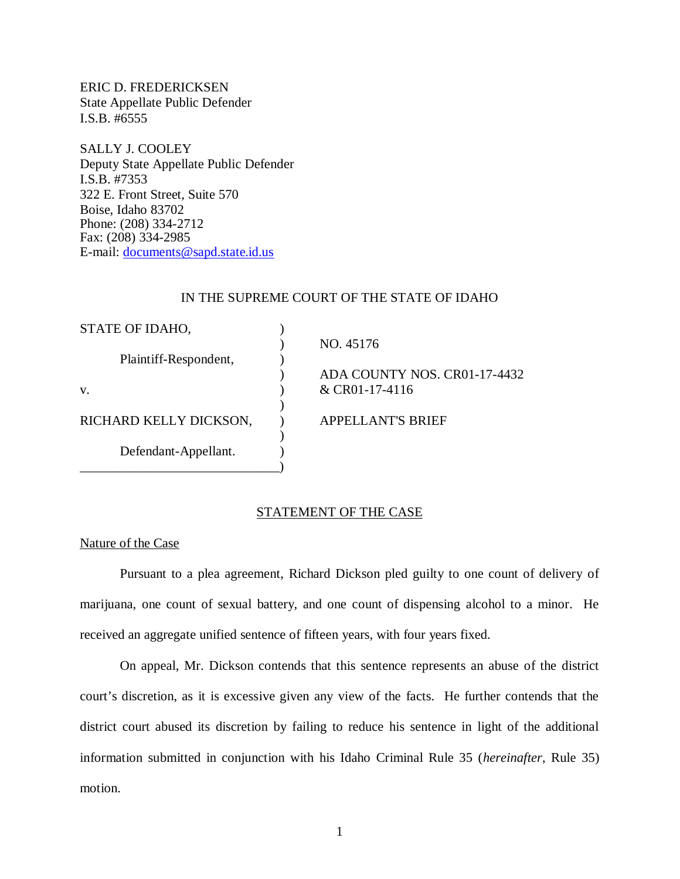ERIC D. FREDERICKSEN
State Appellate Public Defender
I.S.B. #6555

SALLY J. COOLEY
Deputy State Appellate Public Defender
I.S.B. #7353
322 E. Front Street, Suite 570
Boise, Idaho 83702
Phone: (208) 334-2712
Fax: (208) 334-2985
E-mail: documents@sapd.state.id.us

IN THE SUPREME COURT OF THE STATE OF IDAHO

| | | |
|---|---|---|
| STATE OF IDAHO, | ) | NO. 45176 |
| Plaintiff-Respondent, | ) | ADA COUNTY NOS. CR01-17-4432 & CR01-17-4116 |
| v. | ) | |
| RICHARD KELLY DICKSON, | ) | APPELLANT'S BRIEF |
| Defendant-Appellant. | ) | |

## STATEMENT OF THE CASE

### Nature of the Case

Pursuant to a plea agreement, Richard Dickson pled guilty to one count of delivery of marijuana, one count of sexual battery, and one count of dispensing alcohol to a minor. He received an aggregate unified sentence of fifteen years, with four years fixed.

On appeal, Mr. Dickson contends that this sentence represents an abuse of the district court's discretion, as it is excessive given any view of the facts. He further contends that the district court abused its discretion by failing to reduce his sentence in light of the additional information submitted in conjunction with his Idaho Criminal Rule 35 (*hereinafter*, Rule 35) motion.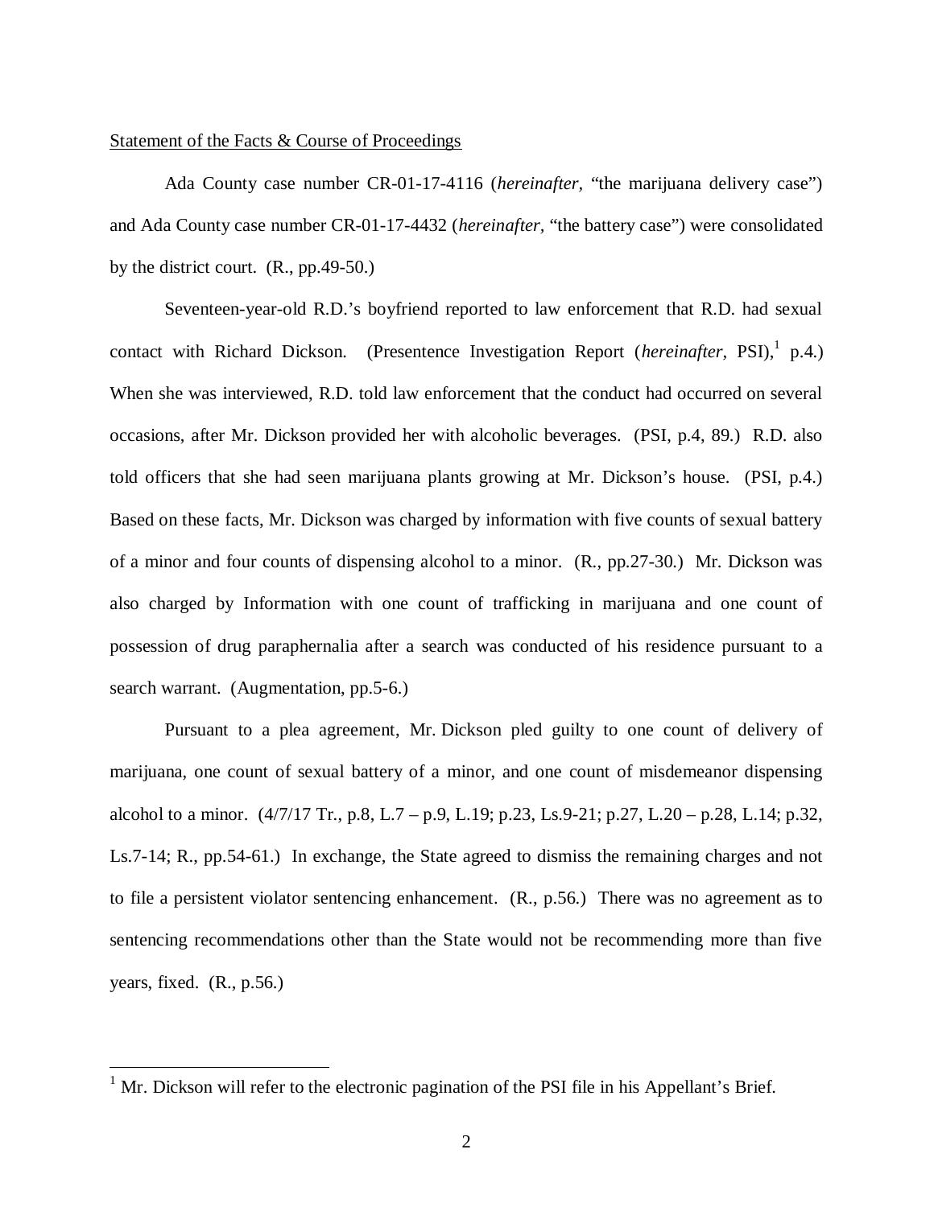Statement of the Facts & Course of Proceedings

Ada County case number CR-01-17-4116 (*hereinafter*, "the marijuana delivery case") and Ada County case number CR-01-17-4432 (*hereinafter*, "the battery case") were consolidated by the district court. (R., pp.49-50.)

Seventeen-year-old R.D.'s boyfriend reported to law enforcement that R.D. had sexual contact with Richard Dickson. (Presentence Investigation Report (*hereinafter*, PSI),[1] p.4.) When she was interviewed, R.D. told law enforcement that the conduct had occurred on several occasions, after Mr. Dickson provided her with alcoholic beverages. (PSI, p.4, 89.) R.D. also told officers that she had seen marijuana plants growing at Mr. Dickson's house. (PSI, p.4.) Based on these facts, Mr. Dickson was charged by information with five counts of sexual battery of a minor and four counts of dispensing alcohol to a minor. (R., pp.27-30.) Mr. Dickson was also charged by Information with one count of trafficking in marijuana and one count of possession of drug paraphernalia after a search was conducted of his residence pursuant to a search warrant. (Augmentation, pp.5-6.)

Pursuant to a plea agreement, Mr. Dickson pled guilty to one count of delivery of marijuana, one count of sexual battery of a minor, and one count of misdemeanor dispensing alcohol to a minor. (4/7/17 Tr., p.8, L.7 – p.9, L.19; p.23, Ls.9-21; p.27, L.20 – p.28, L.14; p.32, Ls.7-14; R., pp.54-61.) In exchange, the State agreed to dismiss the remaining charges and not to file a persistent violator sentencing enhancement. (R., p.56.) There was no agreement as to sentencing recommendations other than the State would not be recommending more than five years, fixed. (R., p.56.)

[1] Mr. Dickson will refer to the electronic pagination of the PSI file in his Appellant's Brief.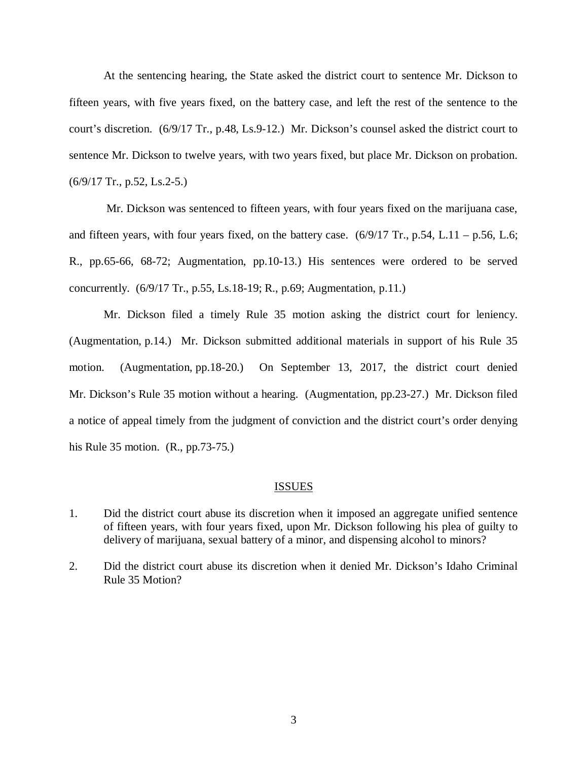At the sentencing hearing, the State asked the district court to sentence Mr. Dickson to fifteen years, with five years fixed, on the battery case, and left the rest of the sentence to the court's discretion. (6/9/17 Tr., p.48, Ls.9-12.) Mr. Dickson's counsel asked the district court to sentence Mr. Dickson to twelve years, with two years fixed, but place Mr. Dickson on probation. (6/9/17 Tr., p.52, Ls.2-5.)

Mr. Dickson was sentenced to fifteen years, with four years fixed on the marijuana case, and fifteen years, with four years fixed, on the battery case. (6/9/17 Tr., p.54, L.11 – p.56, L.6; R., pp.65-66, 68-72; Augmentation, pp.10-13.) His sentences were ordered to be served concurrently. (6/9/17 Tr., p.55, Ls.18-19; R., p.69; Augmentation, p.11.)

Mr. Dickson filed a timely Rule 35 motion asking the district court for leniency. (Augmentation, p.14.) Mr. Dickson submitted additional materials in support of his Rule 35 motion. (Augmentation, pp.18-20.) On September 13, 2017, the district court denied Mr. Dickson's Rule 35 motion without a hearing. (Augmentation, pp.23-27.) Mr. Dickson filed a notice of appeal timely from the judgment of conviction and the district court's order denying his Rule 35 motion. (R., pp.73-75.)

## ISSUES

1. Did the district court abuse its discretion when it imposed an aggregate unified sentence of fifteen years, with four years fixed, upon Mr. Dickson following his plea of guilty to delivery of marijuana, sexual battery of a minor, and dispensing alcohol to minors?

2. Did the district court abuse its discretion when it denied Mr. Dickson's Idaho Criminal Rule 35 Motion?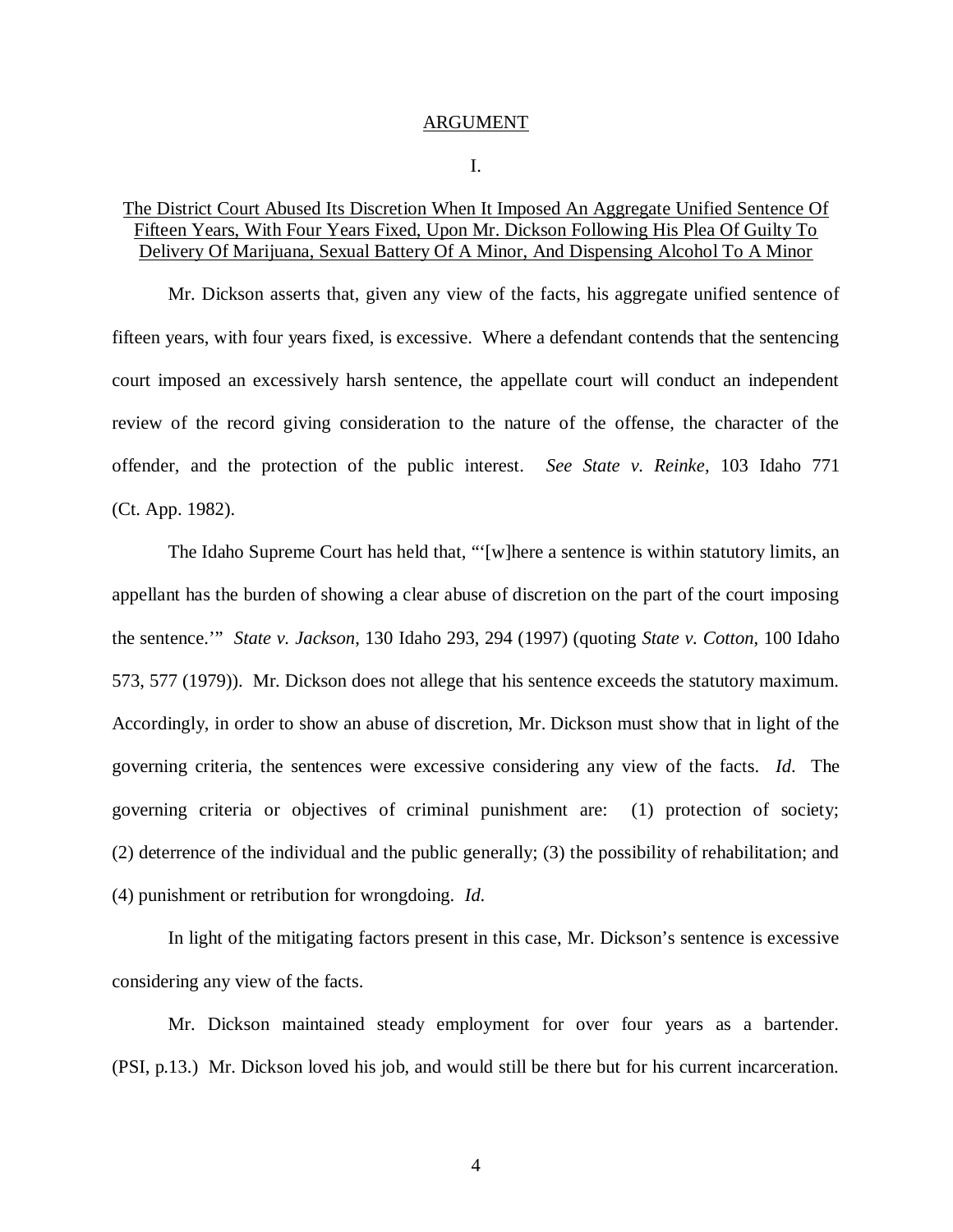## ARGUMENT

### I.

### The District Court Abused Its Discretion When It Imposed An Aggregate Unified Sentence Of Fifteen Years, With Four Years Fixed, Upon Mr. Dickson Following His Plea Of Guilty To Delivery Of Marijuana, Sexual Battery Of A Minor, And Dispensing Alcohol To A Minor

Mr. Dickson asserts that, given any view of the facts, his aggregate unified sentence of fifteen years, with four years fixed, is excessive. Where a defendant contends that the sentencing court imposed an excessively harsh sentence, the appellate court will conduct an independent review of the record giving consideration to the nature of the offense, the character of the offender, and the protection of the public interest. *See State v. Reinke*, 103 Idaho 771 (Ct. App. 1982).

The Idaho Supreme Court has held that, "'[w]here a sentence is within statutory limits, an appellant has the burden of showing a clear abuse of discretion on the part of the court imposing the sentence.'" *State v. Jackson*, 130 Idaho 293, 294 (1997) (quoting *State v. Cotton*, 100 Idaho 573, 577 (1979)). Mr. Dickson does not allege that his sentence exceeds the statutory maximum. Accordingly, in order to show an abuse of discretion, Mr. Dickson must show that in light of the governing criteria, the sentences were excessive considering any view of the facts. *Id*. The governing criteria or objectives of criminal punishment are: (1) protection of society; (2) deterrence of the individual and the public generally; (3) the possibility of rehabilitation; and (4) punishment or retribution for wrongdoing. *Id.*

In light of the mitigating factors present in this case, Mr. Dickson's sentence is excessive considering any view of the facts.

Mr. Dickson maintained steady employment for over four years as a bartender. (PSI, p.13.) Mr. Dickson loved his job, and would still be there but for his current incarceration.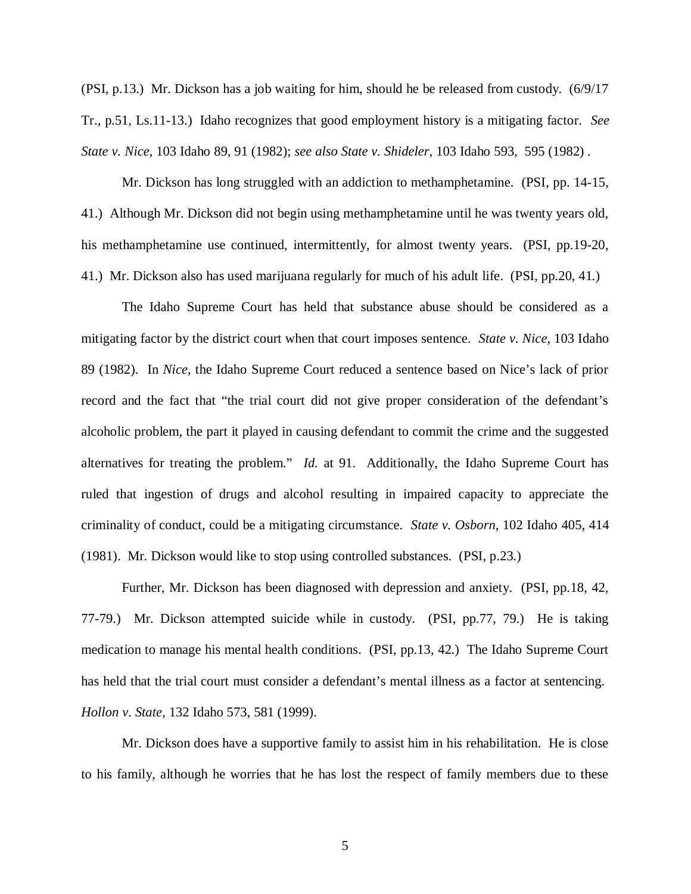(PSI, p.13.) Mr. Dickson has a job waiting for him, should he be released from custody. (6/9/17 Tr., p.51, Ls.11-13.) Idaho recognizes that good employment history is a mitigating factor. *See State v. Nice*, 103 Idaho 89, 91 (1982); *see also State v. Shideler*, 103 Idaho 593, 595 (1982) .

Mr. Dickson has long struggled with an addiction to methamphetamine. (PSI, pp. 14-15, 41.) Although Mr. Dickson did not begin using methamphetamine until he was twenty years old, his methamphetamine use continued, intermittently, for almost twenty years. (PSI, pp.19-20, 41.) Mr. Dickson also has used marijuana regularly for much of his adult life. (PSI, pp.20, 41.)

The Idaho Supreme Court has held that substance abuse should be considered as a mitigating factor by the district court when that court imposes sentence. *State v. Nice*, 103 Idaho 89 (1982). In *Nice*, the Idaho Supreme Court reduced a sentence based on Nice's lack of prior record and the fact that "the trial court did not give proper consideration of the defendant's alcoholic problem, the part it played in causing defendant to commit the crime and the suggested alternatives for treating the problem." *Id.* at 91. Additionally, the Idaho Supreme Court has ruled that ingestion of drugs and alcohol resulting in impaired capacity to appreciate the criminality of conduct, could be a mitigating circumstance. *State v. Osborn*, 102 Idaho 405, 414 (1981). Mr. Dickson would like to stop using controlled substances. (PSI, p.23.)

Further, Mr. Dickson has been diagnosed with depression and anxiety. (PSI, pp.18, 42, 77-79.) Mr. Dickson attempted suicide while in custody. (PSI, pp.77, 79.) He is taking medication to manage his mental health conditions. (PSI, pp.13, 42.) The Idaho Supreme Court has held that the trial court must consider a defendant's mental illness as a factor at sentencing. *Hollon v. State*, 132 Idaho 573, 581 (1999).

Mr. Dickson does have a supportive family to assist him in his rehabilitation. He is close to his family, although he worries that he has lost the respect of family members due to these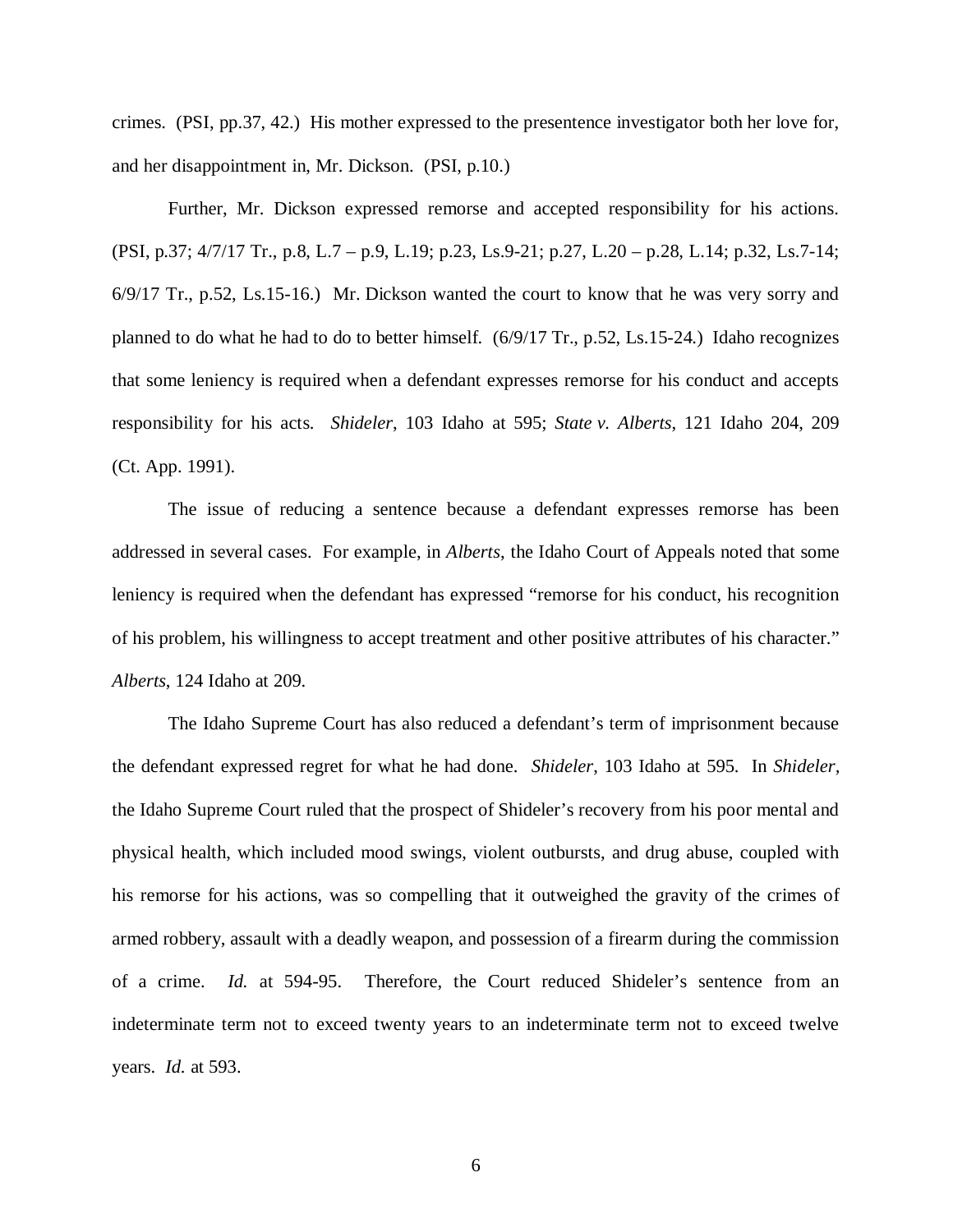crimes. (PSI, pp.37, 42.) His mother expressed to the presentence investigator both her love for, and her disappointment in, Mr. Dickson. (PSI, p.10.)

Further, Mr. Dickson expressed remorse and accepted responsibility for his actions. (PSI, p.37; 4/7/17 Tr., p.8, L.7 – p.9, L.19; p.23, Ls.9-21; p.27, L.20 – p.28, L.14; p.32, Ls.7-14; 6/9/17 Tr., p.52, Ls.15-16.) Mr. Dickson wanted the court to know that he was very sorry and planned to do what he had to do to better himself. (6/9/17 Tr., p.52, Ls.15-24.) Idaho recognizes that some leniency is required when a defendant expresses remorse for his conduct and accepts responsibility for his acts. *Shideler*, 103 Idaho at 595; *State v. Alberts*, 121 Idaho 204, 209 (Ct. App. 1991).

The issue of reducing a sentence because a defendant expresses remorse has been addressed in several cases. For example, in *Alberts*, the Idaho Court of Appeals noted that some leniency is required when the defendant has expressed "remorse for his conduct, his recognition of his problem, his willingness to accept treatment and other positive attributes of his character." *Alberts*, 124 Idaho at 209.

The Idaho Supreme Court has also reduced a defendant's term of imprisonment because the defendant expressed regret for what he had done. *Shideler*, 103 Idaho at 595. In *Shideler*, the Idaho Supreme Court ruled that the prospect of Shideler's recovery from his poor mental and physical health, which included mood swings, violent outbursts, and drug abuse, coupled with his remorse for his actions, was so compelling that it outweighed the gravity of the crimes of armed robbery, assault with a deadly weapon, and possession of a firearm during the commission of a crime. *Id.* at 594-95. Therefore, the Court reduced Shideler's sentence from an indeterminate term not to exceed twenty years to an indeterminate term not to exceed twelve years. *Id.* at 593.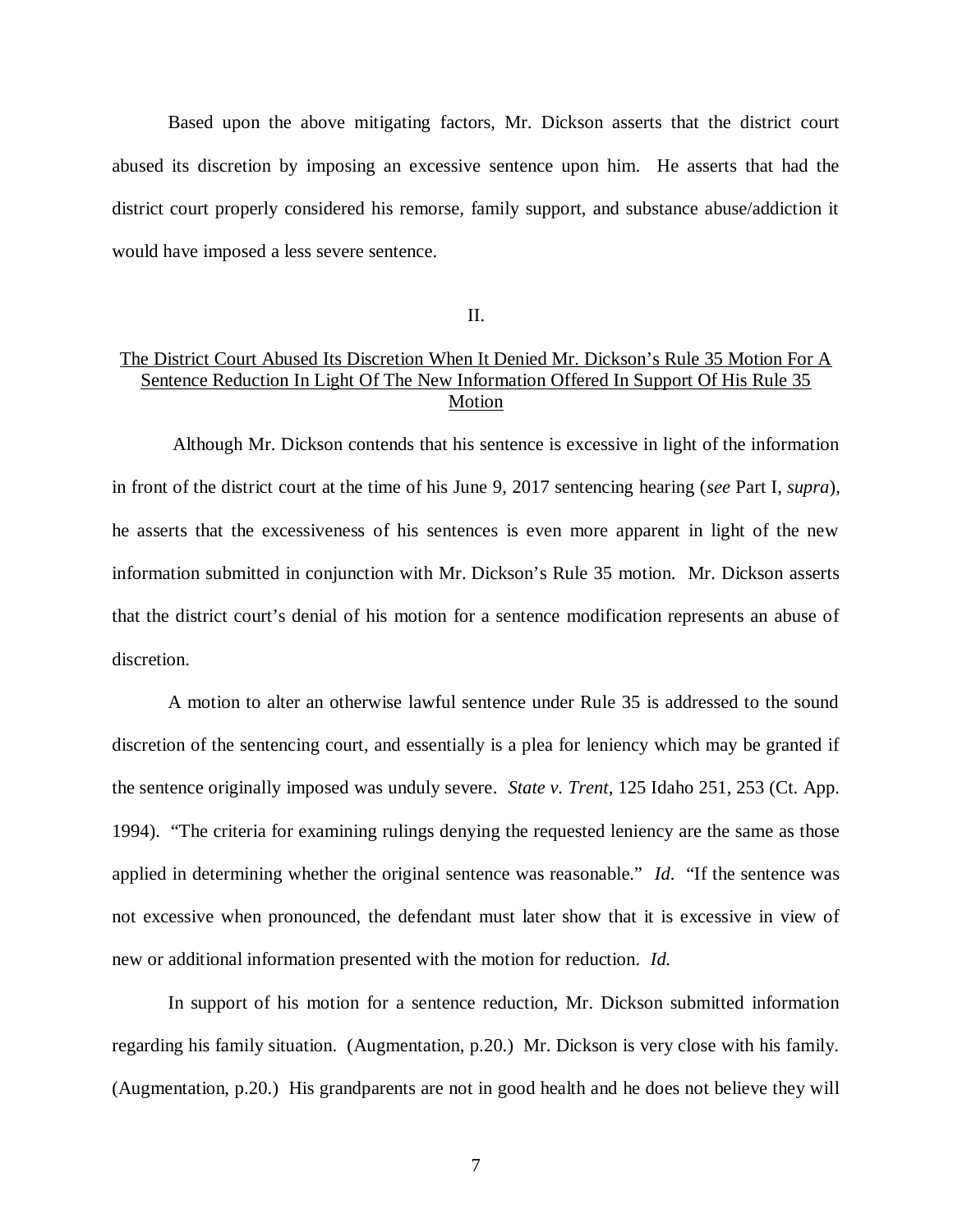Based upon the above mitigating factors, Mr. Dickson asserts that the district court abused its discretion by imposing an excessive sentence upon him. He asserts that had the district court properly considered his remorse, family support, and substance abuse/addiction it would have imposed a less severe sentence.

II.

<u>The District Court Abused Its Discretion When It Denied Mr. Dickson's Rule 35 Motion For A Sentence Reduction In Light Of The New Information Offered In Support Of His Rule 35 Motion</u>

Although Mr. Dickson contends that his sentence is excessive in light of the information in front of the district court at the time of his June 9, 2017 sentencing hearing (*see* Part I, *supra*), he asserts that the excessiveness of his sentences is even more apparent in light of the new information submitted in conjunction with Mr. Dickson's Rule 35 motion. Mr. Dickson asserts that the district court's denial of his motion for a sentence modification represents an abuse of discretion.

A motion to alter an otherwise lawful sentence under Rule 35 is addressed to the sound discretion of the sentencing court, and essentially is a plea for leniency which may be granted if the sentence originally imposed was unduly severe. *State v. Trent*, 125 Idaho 251, 253 (Ct. App. 1994). "The criteria for examining rulings denying the requested leniency are the same as those applied in determining whether the original sentence was reasonable." *Id*. "If the sentence was not excessive when pronounced, the defendant must later show that it is excessive in view of new or additional information presented with the motion for reduction. *Id.*

In support of his motion for a sentence reduction, Mr. Dickson submitted information regarding his family situation. (Augmentation, p.20.) Mr. Dickson is very close with his family. (Augmentation, p.20.) His grandparents are not in good health and he does not believe they will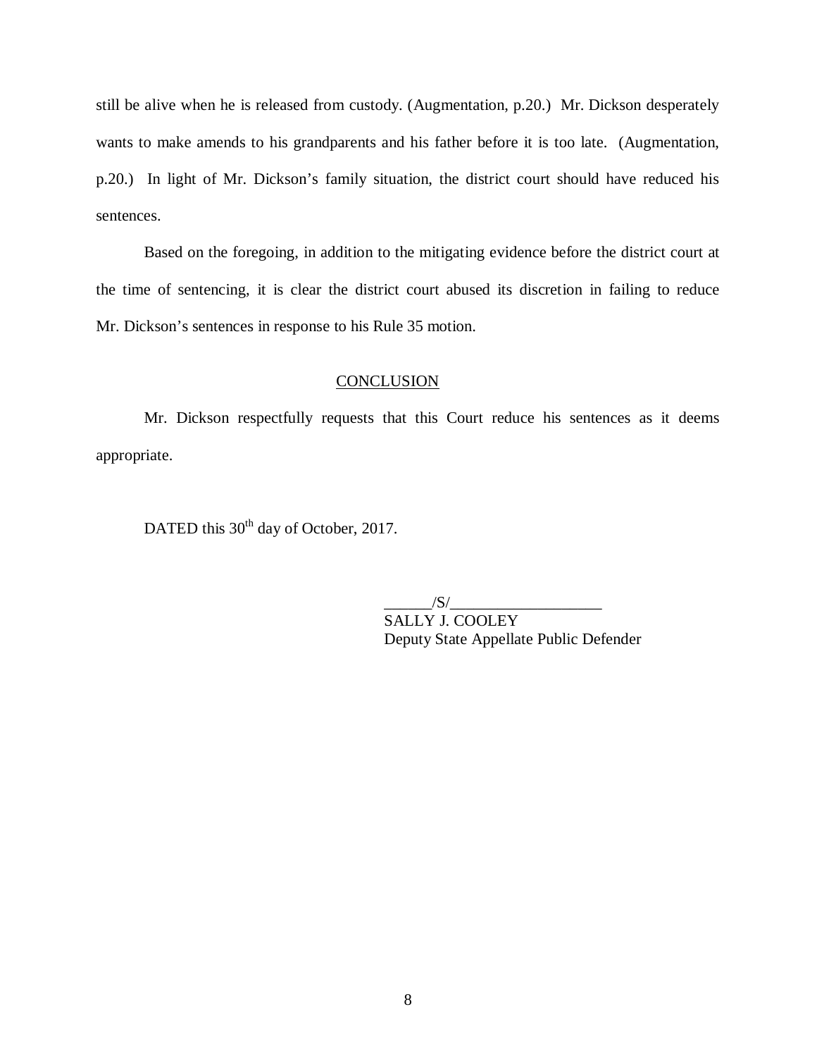still be alive when he is released from custody. (Augmentation, p.20.) Mr. Dickson desperately wants to make amends to his grandparents and his father before it is too late. (Augmentation, p.20.) In light of Mr. Dickson's family situation, the district court should have reduced his sentences.

Based on the foregoing, in addition to the mitigating evidence before the district court at the time of sentencing, it is clear the district court abused its discretion in failing to reduce Mr. Dickson's sentences in response to his Rule 35 motion.

## CONCLUSION

Mr. Dickson respectfully requests that this Court reduce his sentences as it deems appropriate.

DATED this 30th day of October, 2017.

______/S/___________________
SALLY J. COOLEY
Deputy State Appellate Public Defender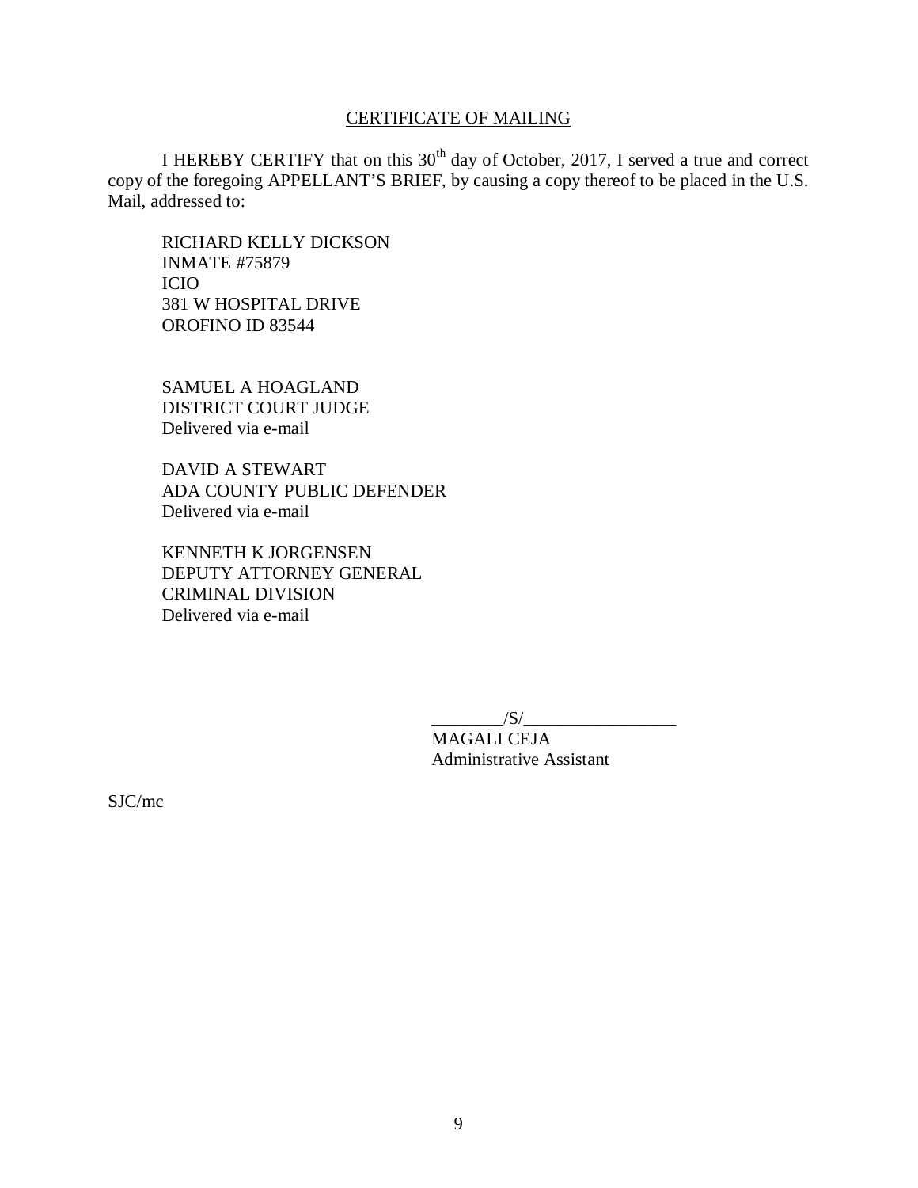## CERTIFICATE OF MAILING

I HEREBY CERTIFY that on this 30th day of October, 2017, I served a true and correct copy of the foregoing APPELLANT'S BRIEF, by causing a copy thereof to be placed in the U.S. Mail, addressed to:

RICHARD KELLY DICKSON
INMATE #75879
ICIO
381 W HOSPITAL DRIVE
OROFINO ID 83544

SAMUEL A HOAGLAND
DISTRICT COURT JUDGE
Delivered via e-mail

DAVID A STEWART
ADA COUNTY PUBLIC DEFENDER
Delivered via e-mail

KENNETH K JORGENSEN
DEPUTY ATTORNEY GENERAL
CRIMINAL DIVISION
Delivered via e-mail

________/S/_________________
MAGALI CEJA
Administrative Assistant

SJC/mc